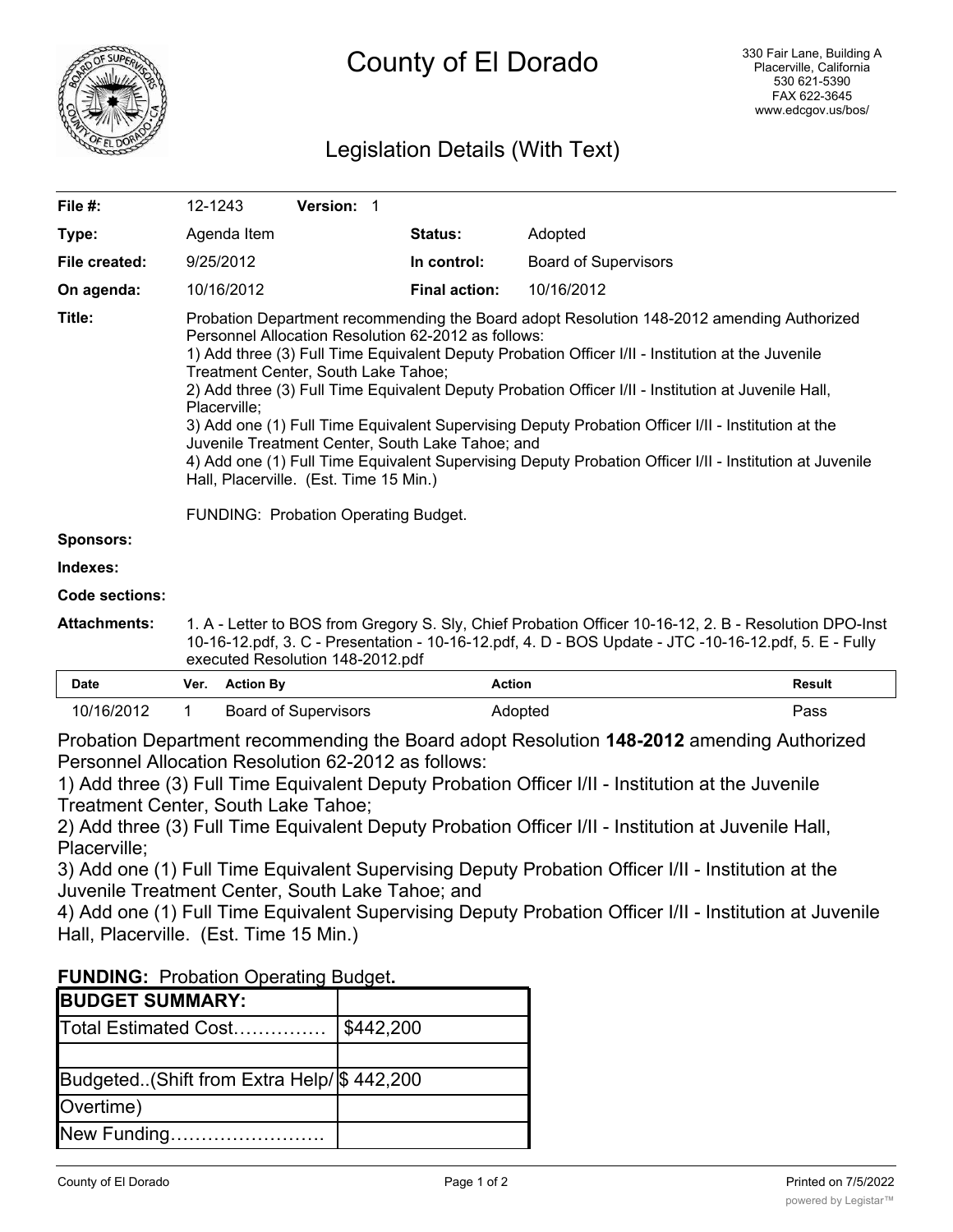# County of El Dorado

330 Fair Lane, Building A
Placerville, California
530 621-5390
FAX 622-3645
www.edcgov.us/bos/

## Legislation Details (With Text)

| | | | |
|---|---|---|---|
| **File #:** | 12-1243 **Version:** 1 | | |
| **Type:** | Agenda Item | **Status:** | Adopted |
| **File created:** | 9/25/2012 | **In control:** | Board of Supervisors |
| **On agenda:** | 10/16/2012 | **Final action:** | 10/16/2012 |

**Title:** Probation Department recommending the Board adopt Resolution 148-2012 amending Authorized Personnel Allocation Resolution 62-2012 as follows:
1) Add three (3) Full Time Equivalent Deputy Probation Officer I/II - Institution at the Juvenile Treatment Center, South Lake Tahoe;
2) Add three (3) Full Time Equivalent Deputy Probation Officer I/II - Institution at Juvenile Hall, Placerville;
3) Add one (1) Full Time Equivalent Supervising Deputy Probation Officer I/II - Institution at the Juvenile Treatment Center, South Lake Tahoe; and
4) Add one (1) Full Time Equivalent Supervising Deputy Probation Officer I/II - Institution at Juvenile Hall, Placerville. (Est. Time 15 Min.)

FUNDING: Probation Operating Budget.

**Sponsors:**

**Indexes:**

**Code sections:**

**Attachments:** 1. A - Letter to BOS from Gregory S. Sly, Chief Probation Officer 10-16-12, 2. B - Resolution DPO-Inst 10-16-12.pdf, 3. C - Presentation - 10-16-12.pdf, 4. D - BOS Update - JTC -10-16-12.pdf, 5. E - Fully executed Resolution 148-2012.pdf

| Date | Ver. | Action By | Action | Result |
|---|---|---|---|---|
| 10/16/2012 | 1 | Board of Supervisors | Adopted | Pass |

Probation Department recommending the Board adopt Resolution **148-2012** amending Authorized Personnel Allocation Resolution 62-2012 as follows:
1) Add three (3) Full Time Equivalent Deputy Probation Officer I/II - Institution at the Juvenile Treatment Center, South Lake Tahoe;
2) Add three (3) Full Time Equivalent Deputy Probation Officer I/II - Institution at Juvenile Hall, Placerville;
3) Add one (1) Full Time Equivalent Supervising Deputy Probation Officer I/II - Institution at the Juvenile Treatment Center, South Lake Tahoe; and
4) Add one (1) Full Time Equivalent Supervising Deputy Probation Officer I/II - Institution at Juvenile Hall, Placerville. (Est. Time 15 Min.)

**FUNDING:** Probation Operating Budget**.**

| **BUDGET SUMMARY:** | |
|---|---|
| Total Estimated Cost…………… | $442,200 |
| | |
| Budgeted..(Shift from Extra Help/ Overtime) | $ 442,200 |
| New Funding……………………. | |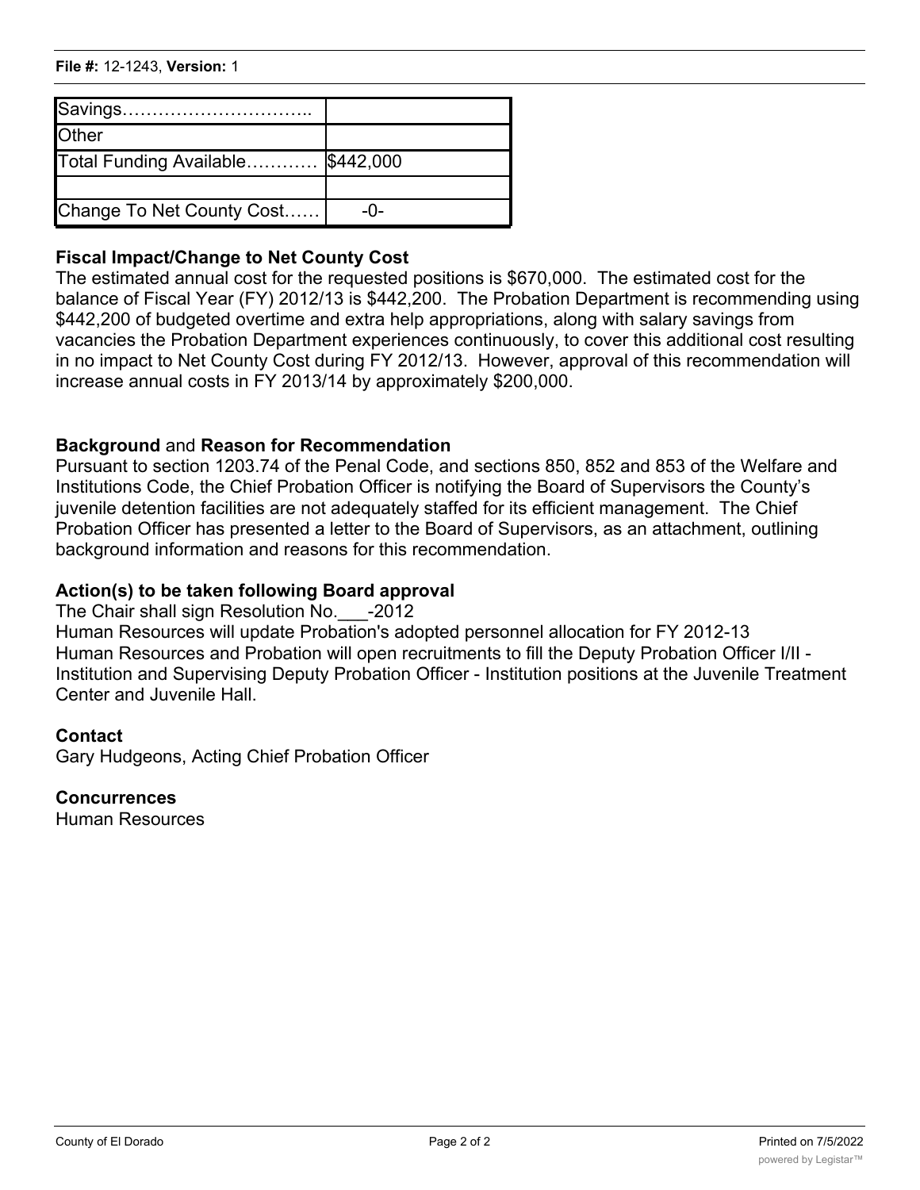| | |
|---|---|
| Savings………………………….. | |
| Other | |
| Total Funding Available………… | $442,000 |
| | |
| Change To Net County Cost…… | -0- |

**Fiscal Impact/Change to Net County Cost**

The estimated annual cost for the requested positions is $670,000. The estimated cost for the balance of Fiscal Year (FY) 2012/13 is $442,200. The Probation Department is recommending using $442,200 of budgeted overtime and extra help appropriations, along with salary savings from vacancies the Probation Department experiences continuously, to cover this additional cost resulting in no impact to Net County Cost during FY 2012/13. However, approval of this recommendation will increase annual costs in FY 2013/14 by approximately $200,000.

**Background** and **Reason for Recommendation**

Pursuant to section 1203.74 of the Penal Code, and sections 850, 852 and 853 of the Welfare and Institutions Code, the Chief Probation Officer is notifying the Board of Supervisors the County's juvenile detention facilities are not adequately staffed for its efficient management. The Chief Probation Officer has presented a letter to the Board of Supervisors, as an attachment, outlining background information and reasons for this recommendation.

**Action(s) to be taken following Board approval**

The Chair shall sign Resolution No.___-2012
Human Resources will update Probation's adopted personnel allocation for FY 2012-13
Human Resources and Probation will open recruitments to fill the Deputy Probation Officer I/II - Institution and Supervising Deputy Probation Officer - Institution positions at the Juvenile Treatment Center and Juvenile Hall.

**Contact**

Gary Hudgeons, Acting Chief Probation Officer

**Concurrences**

Human Resources